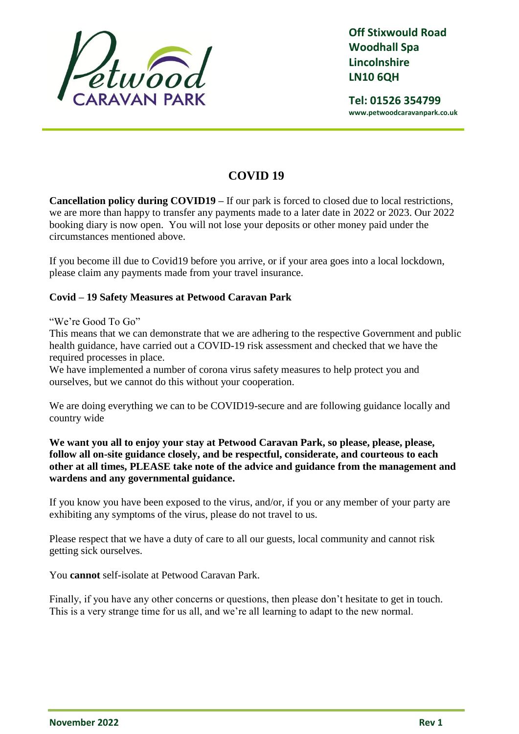Off Stixwould Road
Woodhall Spa
Lincolnshire
LN10 6QH

Tel: 01526 354799
www.petwoodcaravanpark.co.uk

# COVID 19

**Cancellation policy during COVID19 –** If our park is forced to closed due to local restrictions, we are more than happy to transfer any payments made to a later date in 2022 or 2023. Our 2022 booking diary is now open. You will not lose your deposits or other money paid under the circumstances mentioned above.

If you become ill due to Covid19 before you arrive, or if your area goes into a local lockdown, please claim any payments made from your travel insurance.

**Covid – 19 Safety Measures at Petwood Caravan Park**

"We're Good To Go"
This means that we can demonstrate that we are adhering to the respective Government and public health guidance, have carried out a COVID-19 risk assessment and checked that we have the required processes in place.
We have implemented a number of corona virus safety measures to help protect you and ourselves, but we cannot do this without your cooperation.

We are doing everything we can to be COVID19-secure and are following guidance locally and country wide

**We want you all to enjoy your stay at Petwood Caravan Park, so please, please, please, follow all on-site guidance closely, and be respectful, considerate, and courteous to each other at all times, PLEASE take note of the advice and guidance from the management and wardens and any governmental guidance.**

If you know you have been exposed to the virus, and/or, if you or any member of your party are exhibiting any symptoms of the virus, please do not travel to us.

Please respect that we have a duty of care to all our guests, local community and cannot risk getting sick ourselves.

You **cannot** self-isolate at Petwood Caravan Park.

Finally, if you have any other concerns or questions, then please don't hesitate to get in touch. This is a very strange time for us all, and we're all learning to adapt to the new normal.

November 2022 Rev 1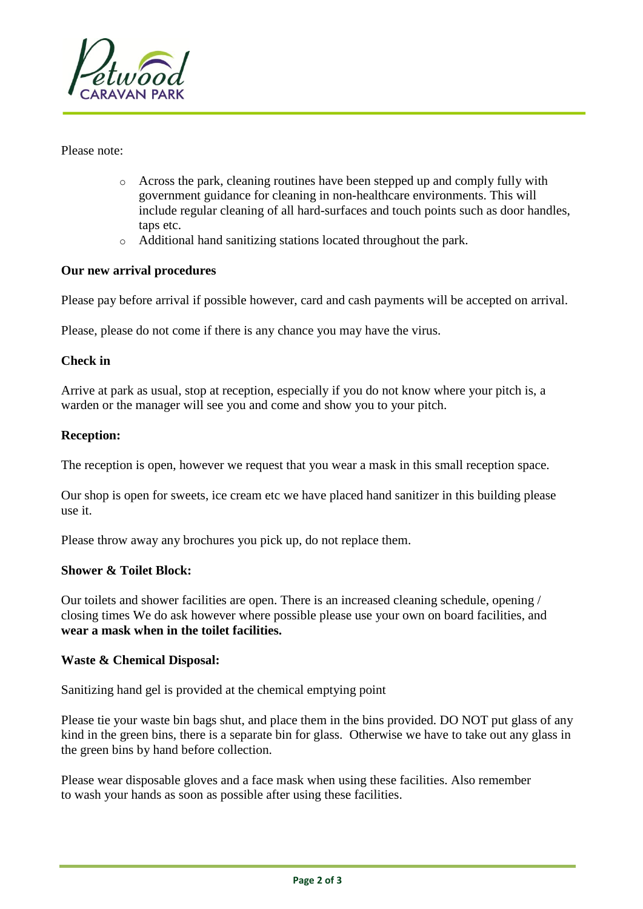Please note:

- Across the park, cleaning routines have been stepped up and comply fully with government guidance for cleaning in non-healthcare environments. This will include regular cleaning of all hard-surfaces and touch points such as door handles, taps etc.
- Additional hand sanitizing stations located throughout the park.

**Our new arrival procedures**

Please pay before arrival if possible however, card and cash payments will be accepted on arrival.

Please, please do not come if there is any chance you may have the virus.

**Check in**

Arrive at park as usual, stop at reception, especially if you do not know where your pitch is, a warden or the manager will see you and come and show you to your pitch.

**Reception:**

The reception is open, however we request that you wear a mask in this small reception space.

Our shop is open for sweets, ice cream etc we have placed hand sanitizer in this building please use it.

Please throw away any brochures you pick up, do not replace them.

**Shower & Toilet Block:**

Our toilets and shower facilities are open. There is an increased cleaning schedule, opening / closing times We do ask however where possible please use your own on board facilities, and **wear a mask when in the toilet facilities.**

**Waste & Chemical Disposal:**

Sanitizing hand gel is provided at the chemical emptying point

Please tie your waste bin bags shut, and place them in the bins provided. DO NOT put glass of any kind in the green bins, there is a separate bin for glass. Otherwise we have to take out any glass in the green bins by hand before collection.

Please wear disposable gloves and a face mask when using these facilities. Also remember to wash your hands as soon as possible after using these facilities.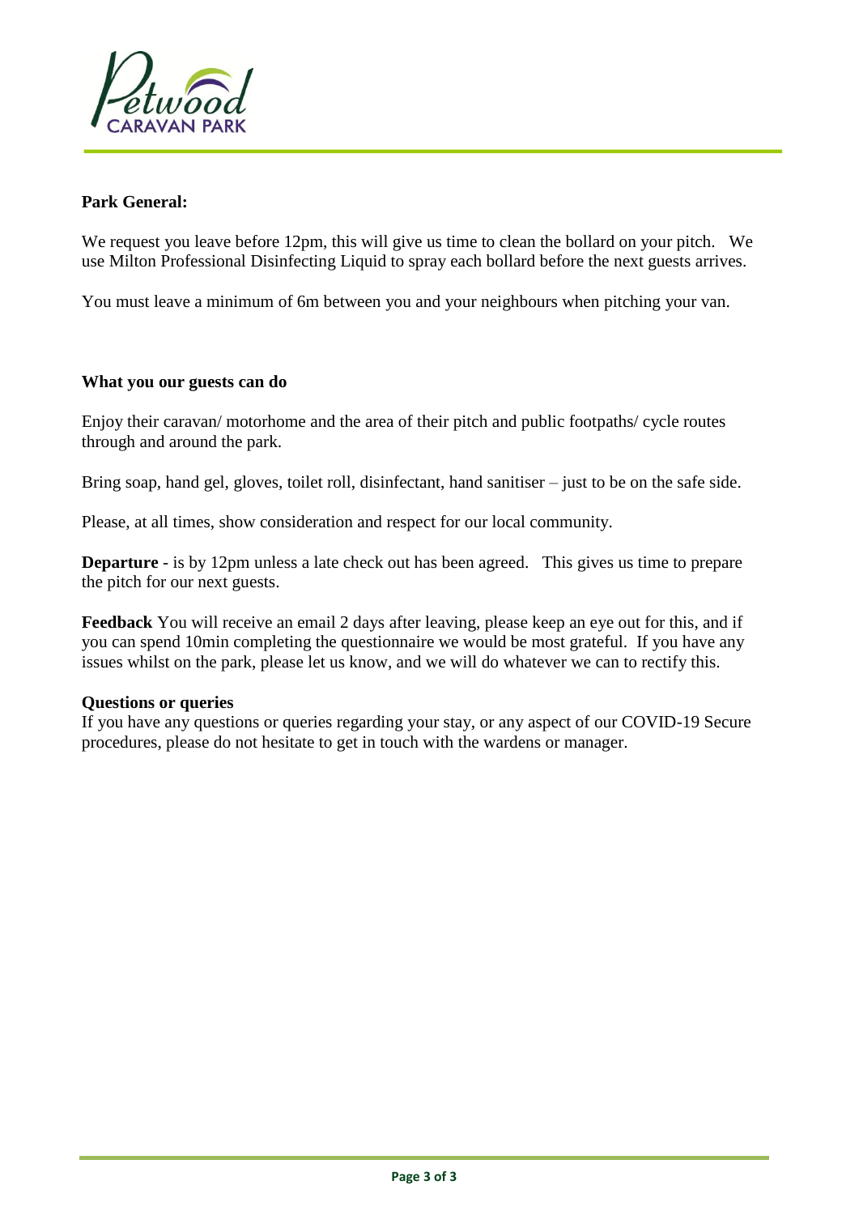Petwood CARAVAN PARK

**Park General:**

We request you leave before 12pm, this will give us time to clean the bollard on your pitch. We use Milton Professional Disinfecting Liquid to spray each bollard before the next guests arrives.

You must leave a minimum of 6m between you and your neighbours when pitching your van.

**What you our guests can do**

Enjoy their caravan/ motorhome and the area of their pitch and public footpaths/ cycle routes through and around the park.

Bring soap, hand gel, gloves, toilet roll, disinfectant, hand sanitiser – just to be on the safe side.

Please, at all times, show consideration and respect for our local community.

**Departure** - is by 12pm unless a late check out has been agreed. This gives us time to prepare the pitch for our next guests.

**Feedback** You will receive an email 2 days after leaving, please keep an eye out for this, and if you can spend 10min completing the questionnaire we would be most grateful. If you have any issues whilst on the park, please let us know, and we will do whatever we can to rectify this.

**Questions or queries**

If you have any questions or queries regarding your stay, or any aspect of our COVID-19 Secure procedures, please do not hesitate to get in touch with the wardens or manager.